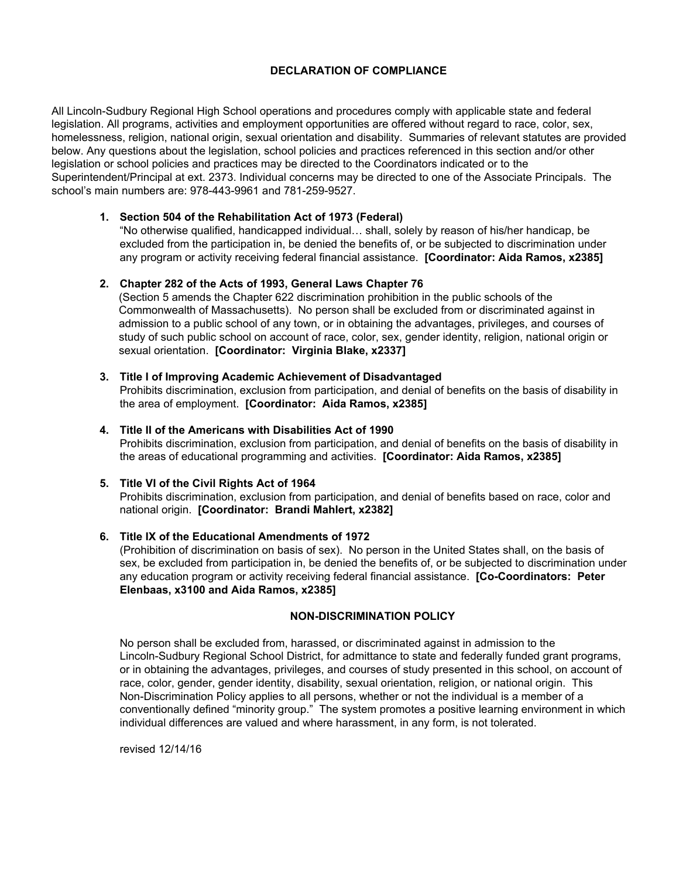## DECLARATION OF COMPLIANCE

All Lincoln-Sudbury Regional High School operations and procedures comply with applicable state and federal legislation. All programs, activities and employment opportunities are offered without regard to race, color, sex, homelessness, religion, national origin, sexual orientation and disability. Summaries of relevant statutes are provided below. Any questions about the legislation, school policies and practices referenced in this section and/or other legislation or school policies and practices may be directed to the Coordinators indicated or to the Superintendent/Principal at ext. 2373. Individual concerns may be directed to one of the Associate Principals. The school's main numbers are: 978-443-9961 and 781-259-9527.

1. **Section 504 of the Rehabilitation Act of 1973 (Federal)**
   "No otherwise qualified, handicapped individual… shall, solely by reason of his/her handicap, be excluded from the participation in, be denied the benefits of, or be subjected to discrimination under any program or activity receiving federal financial assistance. **[Coordinator: Aida Ramos, x2385]**

2. **Chapter 282 of the Acts of 1993, General Laws Chapter 76**
   (Section 5 amends the Chapter 622 discrimination prohibition in the public schools of the Commonwealth of Massachusetts). No person shall be excluded from or discriminated against in admission to a public school of any town, or in obtaining the advantages, privileges, and courses of study of such public school on account of race, color, sex, gender identity, religion, national origin or sexual orientation. **[Coordinator: Virginia Blake, x2337]**

3. **Title I of Improving Academic Achievement of Disadvantaged**
   Prohibits discrimination, exclusion from participation, and denial of benefits on the basis of disability in the area of employment. **[Coordinator: Aida Ramos, x2385]**

4. **Title II of the Americans with Disabilities Act of 1990**
   Prohibits discrimination, exclusion from participation, and denial of benefits on the basis of disability in the areas of educational programming and activities. **[Coordinator: Aida Ramos, x2385]**

5. **Title VI of the Civil Rights Act of 1964**
   Prohibits discrimination, exclusion from participation, and denial of benefits based on race, color and national origin. **[Coordinator: Brandi Mahlert, x2382]**

6. **Title IX of the Educational Amendments of 1972**
   (Prohibition of discrimination on basis of sex). No person in the United States shall, on the basis of sex, be excluded from participation in, be denied the benefits of, or be subjected to discrimination under any education program or activity receiving federal financial assistance. **[Co-Coordinators: Peter Elenbaas, x3100 and Aida Ramos, x2385]**

## NON-DISCRIMINATION POLICY

No person shall be excluded from, harassed, or discriminated against in admission to the Lincoln-Sudbury Regional School District, for admittance to state and federally funded grant programs, or in obtaining the advantages, privileges, and courses of study presented in this school, on account of race, color, gender, gender identity, disability, sexual orientation, religion, or national origin. This Non-Discrimination Policy applies to all persons, whether or not the individual is a member of a conventionally defined "minority group." The system promotes a positive learning environment in which individual differences are valued and where harassment, in any form, is not tolerated.

revised 12/14/16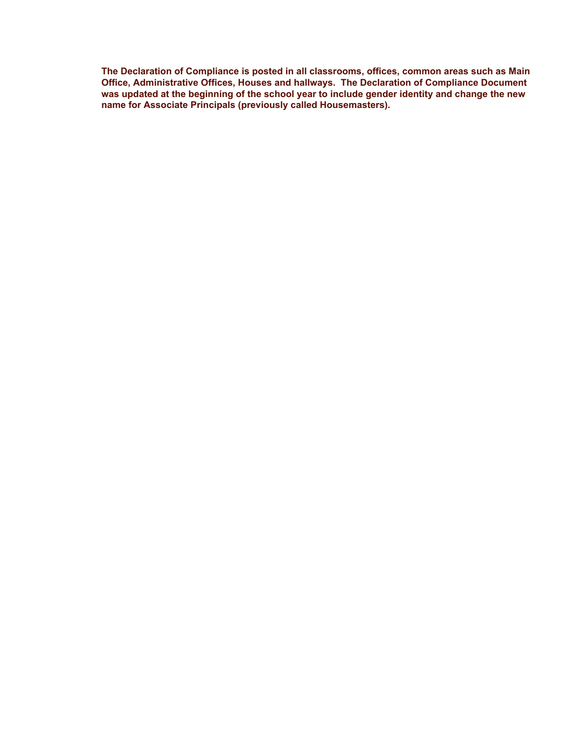**The Declaration of Compliance is posted in all classrooms, offices, common areas such as Main Office, Administrative Offices, Houses and hallways. The Declaration of Compliance Document was updated at the beginning of the school year to include gender identity and change the new name for Associate Principals (previously called Housemasters).**